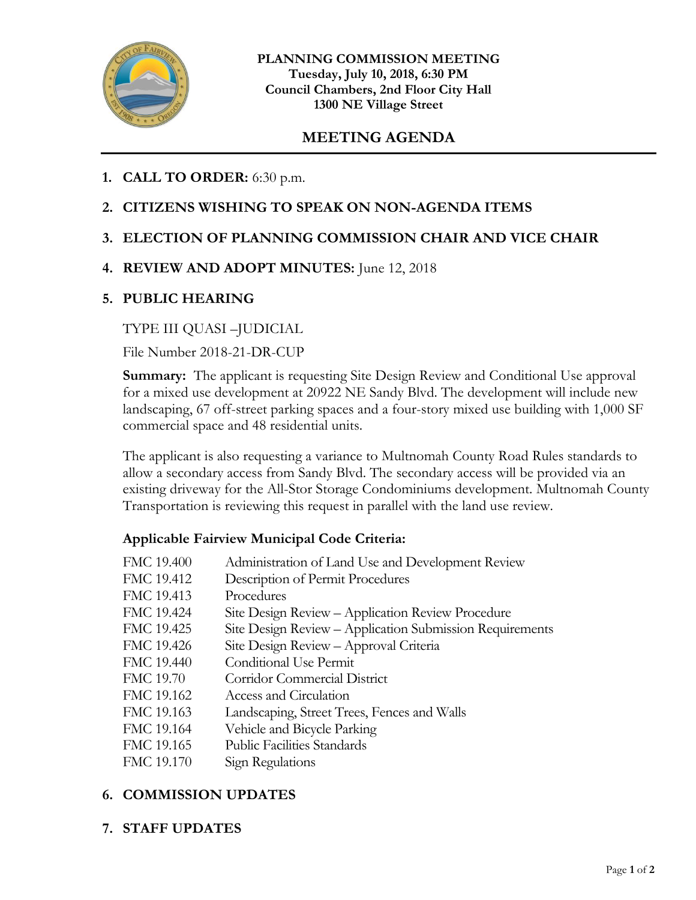**PLANNING COMMISSION MEETING**
**Tuesday, July 10, 2018, 6:30 PM**
**Council Chambers, 2nd Floor City Hall**
**1300 NE Village Street**

# MEETING AGENDA

1. **CALL TO ORDER:** 6:30 p.m.

2. **CITIZENS WISHING TO SPEAK ON NON-AGENDA ITEMS**

3. **ELECTION OF PLANNING COMMISSION CHAIR AND VICE CHAIR**

4. **REVIEW AND ADOPT MINUTES:** June 12, 2018

5. **PUBLIC HEARING**

   TYPE III QUASI –JUDICIAL

   File Number 2018-21-DR-CUP

   **Summary:** The applicant is requesting Site Design Review and Conditional Use approval for a mixed use development at 20922 NE Sandy Blvd. The development will include new landscaping, 67 off-street parking spaces and a four-story mixed use building with 1,000 SF commercial space and 48 residential units.

   The applicant is also requesting a variance to Multnomah County Road Rules standards to allow a secondary access from Sandy Blvd. The secondary access will be provided via an existing driveway for the All-Stor Storage Condominiums development. Multnomah County Transportation is reviewing this request in parallel with the land use review.

   **Applicable Fairview Municipal Code Criteria:**

   | | |
   |---|---|
   | FMC 19.400 | Administration of Land Use and Development Review |
   | FMC 19.412 | Description of Permit Procedures |
   | FMC 19.413 | Procedures |
   | FMC 19.424 | Site Design Review – Application Review Procedure |
   | FMC 19.425 | Site Design Review – Application Submission Requirements |
   | FMC 19.426 | Site Design Review – Approval Criteria |
   | FMC 19.440 | Conditional Use Permit |
   | FMC 19.70 | Corridor Commercial District |
   | FMC 19.162 | Access and Circulation |
   | FMC 19.163 | Landscaping, Street Trees, Fences and Walls |
   | FMC 19.164 | Vehicle and Bicycle Parking |
   | FMC 19.165 | Public Facilities Standards |
   | FMC 19.170 | Sign Regulations |

6. **COMMISSION UPDATES**

7. **STAFF UPDATES**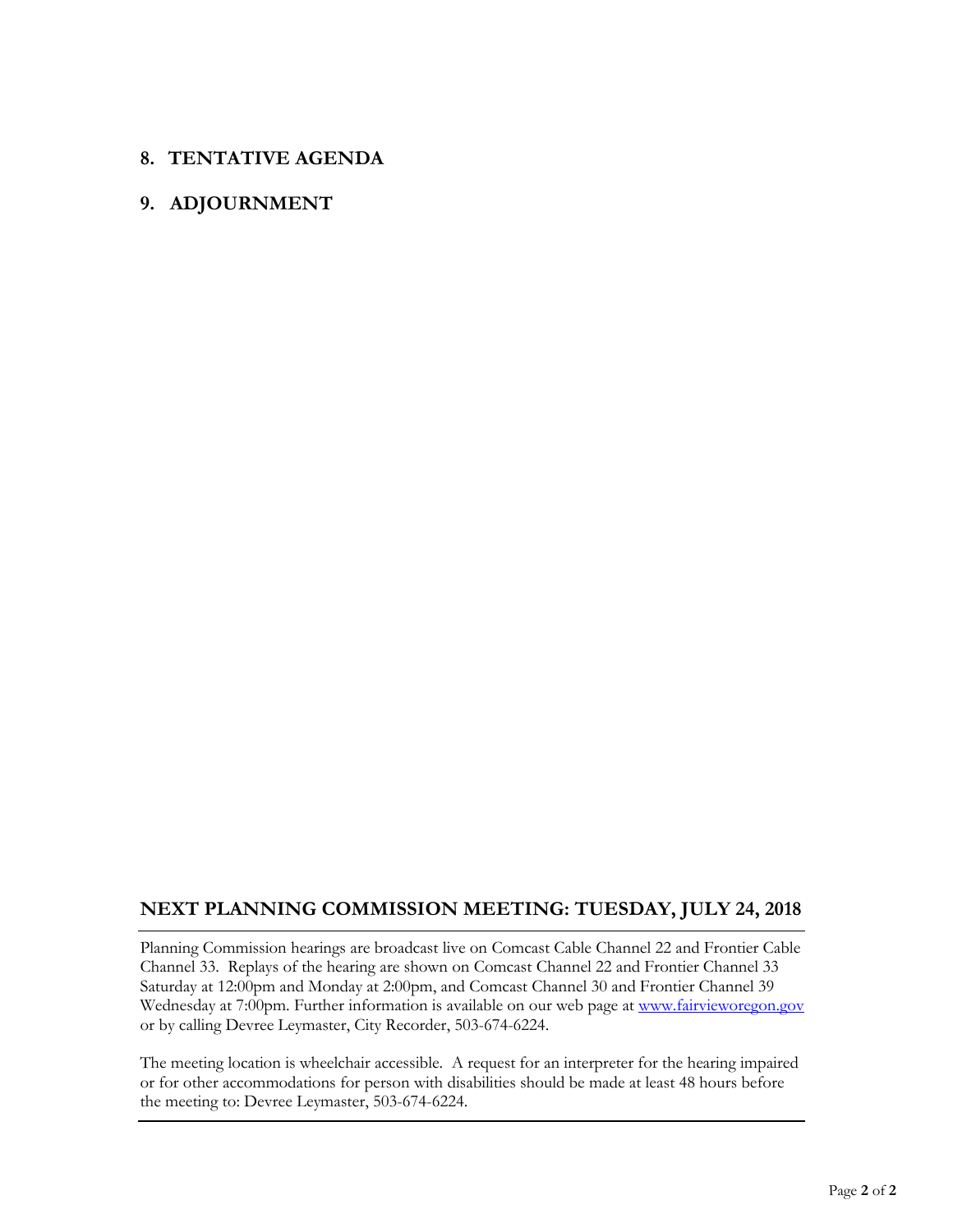## 8. TENTATIVE AGENDA

## 9. ADJOURNMENT

## NEXT PLANNING COMMISSION MEETING: TUESDAY, JULY 24, 2018

Planning Commission hearings are broadcast live on Comcast Cable Channel 22 and Frontier Cable Channel 33. Replays of the hearing are shown on Comcast Channel 22 and Frontier Channel 33 Saturday at 12:00pm and Monday at 2:00pm, and Comcast Channel 30 and Frontier Channel 39 Wednesday at 7:00pm. Further information is available on our web page at [www.fairvieworegon.gov](http://www.fairvieworegon.gov) or by calling Devree Leymaster, City Recorder, 503-674-6224.

The meeting location is wheelchair accessible. A request for an interpreter for the hearing impaired or for other accommodations for person with disabilities should be made at least 48 hours before the meeting to: Devree Leymaster, 503-674-6224.